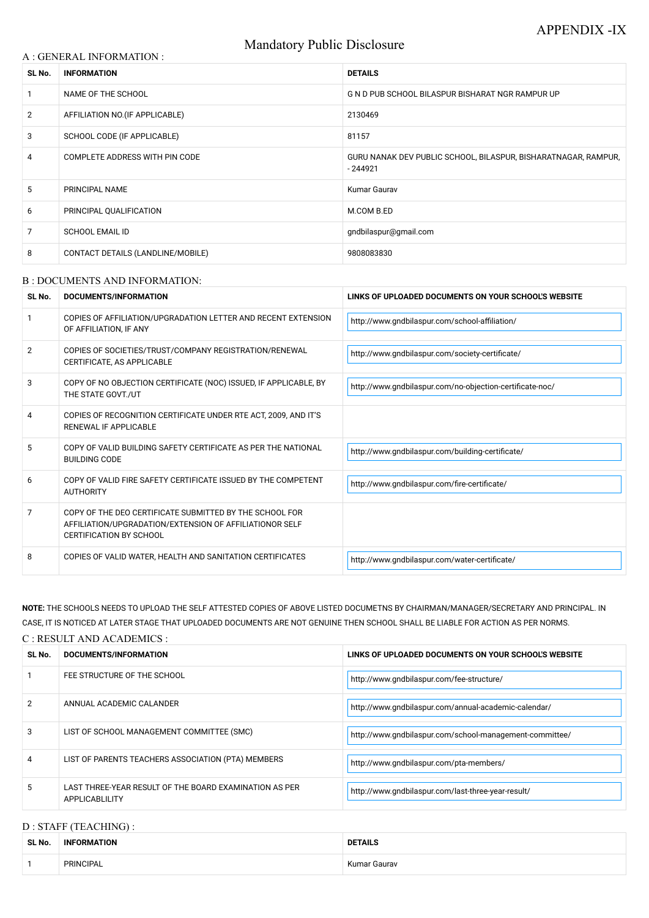APPENDIX -IX

# Mandatory Public Disclosure

## A : GENERAL INFORMATION :

| SL No. | INFORMATION | DETAILS |
|---|---|---|
| 1 | NAME OF THE SCHOOL | G N D PUB SCHOOL BILASPUR BISHARAT NGR RAMPUR UP |
| 2 | AFFILIATION NO.(IF APPLICABLE) | 2130469 |
| 3 | SCHOOL CODE (IF APPLICABLE) | 81157 |
| 4 | COMPLETE ADDRESS WITH PIN CODE | GURU NANAK DEV PUBLIC SCHOOL, BILASPUR, BISHARATNAGAR, RAMPUR, - 244921 |
| 5 | PRINCIPAL NAME | Kumar Gaurav |
| 6 | PRINCIPAL QUALIFICATION | M.COM B.ED |
| 7 | SCHOOL EMAIL ID | gndbilaspur@gmail.com |
| 8 | CONTACT DETAILS (LANDLINE/MOBILE) | 9808083830 |

## B : DOCUMENTS AND INFORMATION:

| SL No. | DOCUMENTS/INFORMATION | LINKS OF UPLOADED DOCUMENTS ON YOUR SCHOOL'S WEBSITE |
|---|---|---|
| 1 | COPIES OF AFFILIATION/UPGRADATION LETTER AND RECENT EXTENSION OF AFFILIATION, IF ANY | http://www.gndbilaspur.com/school-affiliation/ |
| 2 | COPIES OF SOCIETIES/TRUST/COMPANY REGISTRATION/RENEWAL CERTIFICATE, AS APPLICABLE | http://www.gndbilaspur.com/society-certificate/ |
| 3 | COPY OF NO OBJECTION CERTIFICATE (NOC) ISSUED, IF APPLICABLE, BY THE STATE GOVT./UT | http://www.gndbilaspur.com/no-objection-certificate-noc/ |
| 4 | COPIES OF RECOGNITION CERTIFICATE UNDER RTE ACT, 2009, AND IT'S RENEWAL IF APPLICABLE | |
| 5 | COPY OF VALID BUILDING SAFETY CERTIFICATE AS PER THE NATIONAL BUILDING CODE | http://www.gndbilaspur.com/building-certificate/ |
| 6 | COPY OF VALID FIRE SAFETY CERTIFICATE ISSUED BY THE COMPETENT AUTHORITY | http://www.gndbilaspur.com/fire-certificate/ |
| 7 | COPY OF THE DEO CERTIFICATE SUBMITTED BY THE SCHOOL FOR AFFILIATION/UPGRADATION/EXTENSION OF AFFILIATIONOR SELF CERTIFICATION BY SCHOOL | |
| 8 | COPIES OF VALID WATER, HEALTH AND SANITATION CERTIFICATES | http://www.gndbilaspur.com/water-certificate/ |

**NOTE:** THE SCHOOLS NEEDS TO UPLOAD THE SELF ATTESTED COPIES OF ABOVE LISTED DOCUMETNS BY CHAIRMAN/MANAGER/SECRETARY AND PRINCIPAL. IN CASE, IT IS NOTICED AT LATER STAGE THAT UPLOADED DOCUMENTS ARE NOT GENUINE THEN SCHOOL SHALL BE LIABLE FOR ACTION AS PER NORMS.

## C : RESULT AND ACADEMICS :

| SL No. | DOCUMENTS/INFORMATION | LINKS OF UPLOADED DOCUMENTS ON YOUR SCHOOL'S WEBSITE |
|---|---|---|
| 1 | FEE STRUCTURE OF THE SCHOOL | http://www.gndbilaspur.com/fee-structure/ |
| 2 | ANNUAL ACADEMIC CALANDER | http://www.gndbilaspur.com/annual-academic-calendar/ |
| 3 | LIST OF SCHOOL MANAGEMENT COMMITTEE (SMC) | http://www.gndbilaspur.com/school-management-committee/ |
| 4 | LIST OF PARENTS TEACHERS ASSOCIATION (PTA) MEMBERS | http://www.gndbilaspur.com/pta-members/ |
| 5 | LAST THREE-YEAR RESULT OF THE BOARD EXAMINATION AS PER APPLICABLILITY | http://www.gndbilaspur.com/last-three-year-result/ |

## D : STAFF (TEACHING) :

| SL No. | INFORMATION | DETAILS |
|---|---|---|
| 1 | PRINCIPAL | Kumar Gaurav |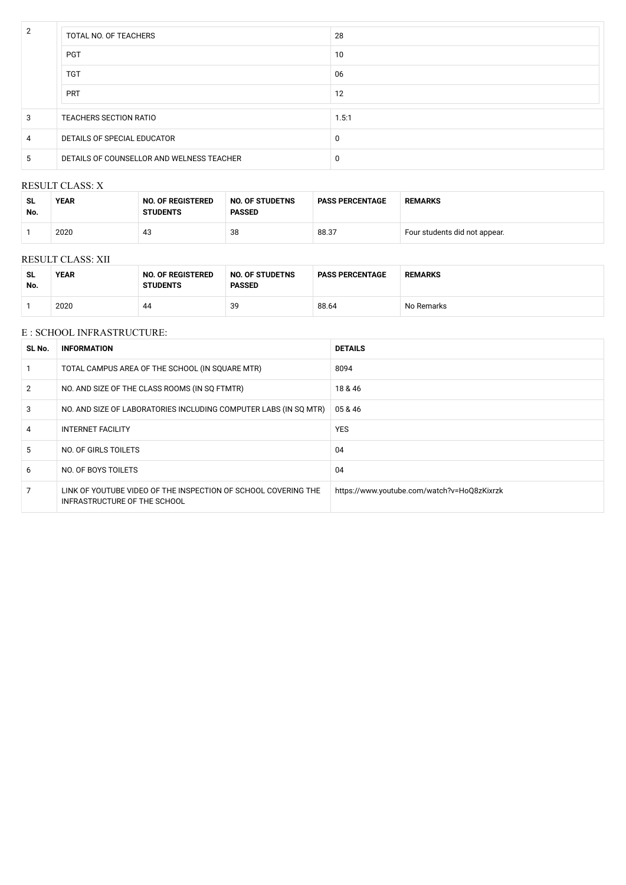| | | |
|---|---|---|
| 2 | TOTAL NO. OF TEACHERS | 28 |
| | PGT | 10 |
| | TGT | 06 |
| | PRT | 12 |
| 3 | TEACHERS SECTION RATIO | 1.5:1 |
| 4 | DETAILS OF SPECIAL EDUCATOR | 0 |
| 5 | DETAILS OF COUNSELLOR AND WELNESS TEACHER | 0 |

RESULT CLASS: X

| SL No. | YEAR | NO. OF REGISTERED STUDENTS | NO. OF STUDETNS PASSED | PASS PERCENTAGE | REMARKS |
|---|---|---|---|---|---|
| 1 | 2020 | 43 | 38 | 88.37 | Four students did not appear. |

RESULT CLASS: XII

| SL No. | YEAR | NO. OF REGISTERED STUDENTS | NO. OF STUDETNS PASSED | PASS PERCENTAGE | REMARKS |
|---|---|---|---|---|---|
| 1 | 2020 | 44 | 39 | 88.64 | No Remarks |

E : SCHOOL INFRASTRUCTURE:

| SL No. | INFORMATION | DETAILS |
|---|---|---|
| 1 | TOTAL CAMPUS AREA OF THE SCHOOL (IN SQUARE MTR) | 8094 |
| 2 | NO. AND SIZE OF THE CLASS ROOMS (IN SQ FTMTR) | 18 & 46 |
| 3 | NO. AND SIZE OF LABORATORIES INCLUDING COMPUTER LABS (IN SQ MTR) | 05 & 46 |
| 4 | INTERNET FACILITY | YES |
| 5 | NO. OF GIRLS TOILETS | 04 |
| 6 | NO. OF BOYS TOILETS | 04 |
| 7 | LINK OF YOUTUBE VIDEO OF THE INSPECTION OF SCHOOL COVERING THE INFRASTRUCTURE OF THE SCHOOL | https://www.youtube.com/watch?v=HoQ8zKixrzk |